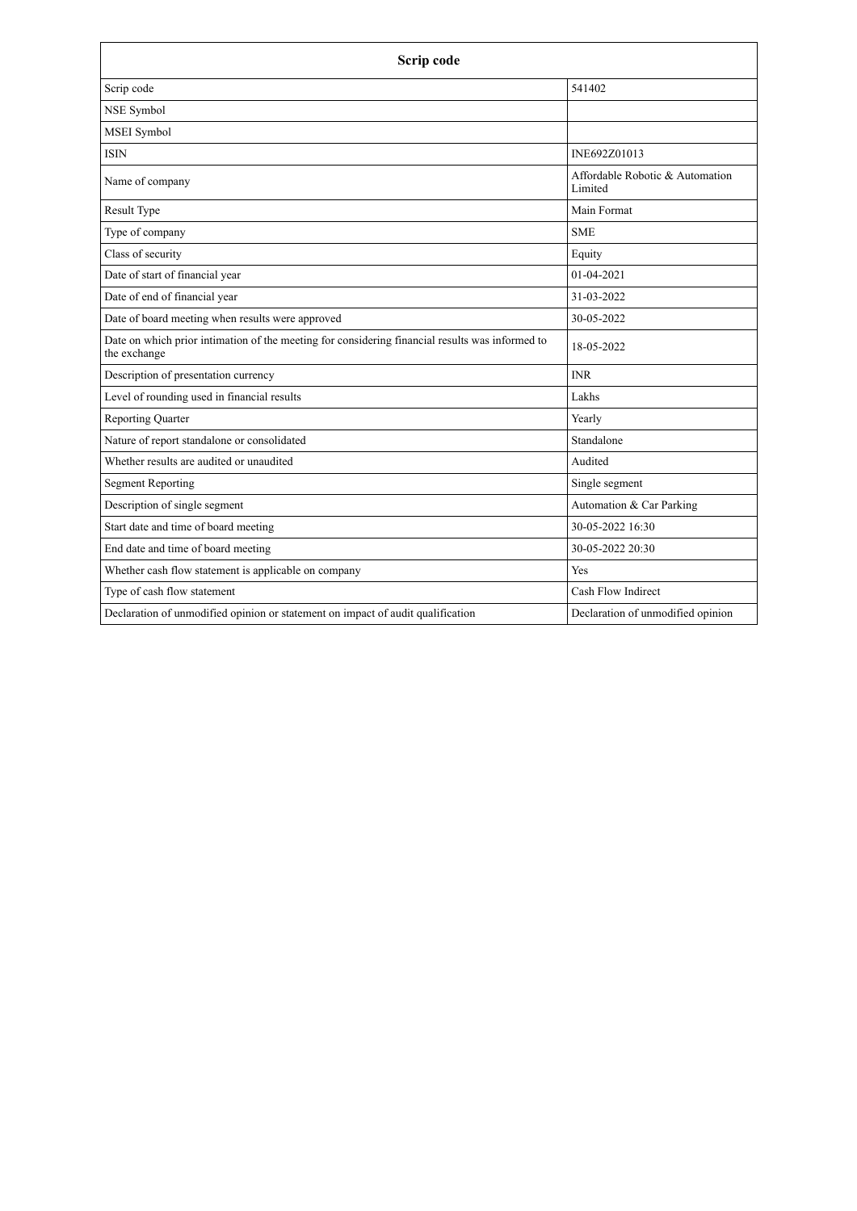| Scrip code | |
|---|---|
| Scrip code | 541402 |
| NSE Symbol | |
| MSEI Symbol | |
| ISIN | INE692Z01013 |
| Name of company | Affordable Robotic & Automation Limited |
| Result Type | Main Format |
| Type of company | SME |
| Class of security | Equity |
| Date of start of financial year | 01-04-2021 |
| Date of end of financial year | 31-03-2022 |
| Date of board meeting when results were approved | 30-05-2022 |
| Date on which prior intimation of the meeting for considering financial results was informed to the exchange | 18-05-2022 |
| Description of presentation currency | INR |
| Level of rounding used in financial results | Lakhs |
| Reporting Quarter | Yearly |
| Nature of report standalone or consolidated | Standalone |
| Whether results are audited or unaudited | Audited |
| Segment Reporting | Single segment |
| Description of single segment | Automation & Car Parking |
| Start date and time of board meeting | 30-05-2022 16:30 |
| End date and time of board meeting | 30-05-2022 20:30 |
| Whether cash flow statement is applicable on company | Yes |
| Type of cash flow statement | Cash Flow Indirect |
| Declaration of unmodified opinion or statement on impact of audit qualification | Declaration of unmodified opinion |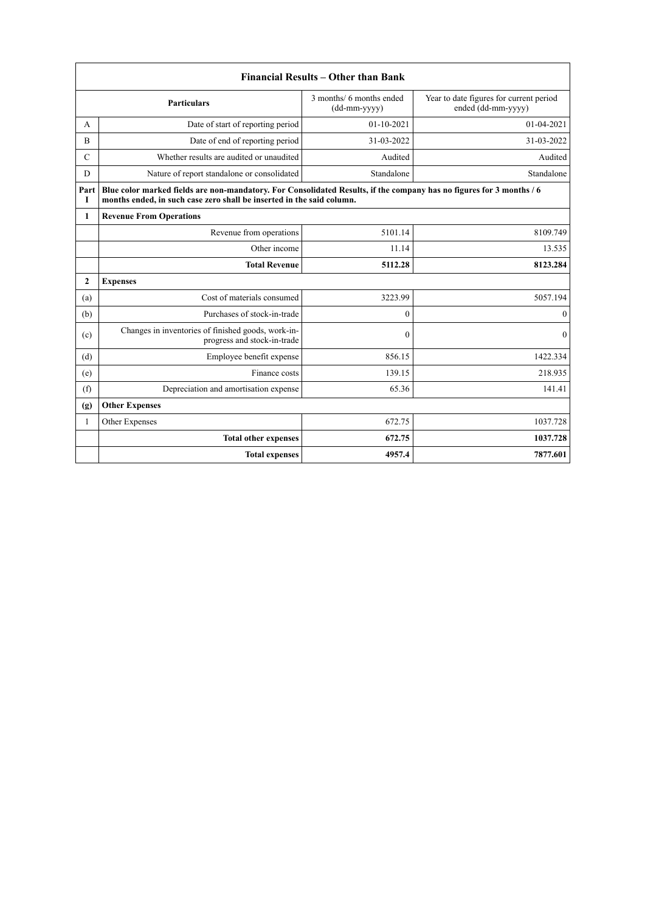| Financial Results – Other than Bank | | | |
|---|---|---|---|
| | **Particulars** | 3 months/ 6 months ended (dd-mm-yyyy) | Year to date figures for current period ended (dd-mm-yyyy) |
| A | Date of start of reporting period | 01-10-2021 | 01-04-2021 |
| B | Date of end of reporting period | 31-03-2022 | 31-03-2022 |
| C | Whether results are audited or unaudited | Audited | Audited |
| D | Nature of report standalone or consolidated | Standalone | Standalone |
| **Part I** | **Blue color marked fields are non-mandatory. For Consolidated Results, if the company has no figures for 3 months / 6 months ended, in such case zero shall be inserted in the said column.** | | |
| **1** | **Revenue From Operations** | | |
| | Revenue from operations | 5101.14 | 8109.749 |
| | Other income | 11.14 | 13.535 |
| | **Total Revenue** | **5112.28** | **8123.284** |
| **2** | **Expenses** | | |
| (a) | Cost of materials consumed | 3223.99 | 5057.194 |
| (b) | Purchases of stock-in-trade | 0 | 0 |
| (c) | Changes in inventories of finished goods, work-in-progress and stock-in-trade | 0 | 0 |
| (d) | Employee benefit expense | 856.15 | 1422.334 |
| (e) | Finance costs | 139.15 | 218.935 |
| (f) | Depreciation and amortisation expense | 65.36 | 141.41 |
| **(g)** | **Other Expenses** | | |
| 1 | Other Expenses | 672.75 | 1037.728 |
| | **Total other expenses** | **672.75** | **1037.728** |
| | **Total expenses** | **4957.4** | **7877.601** |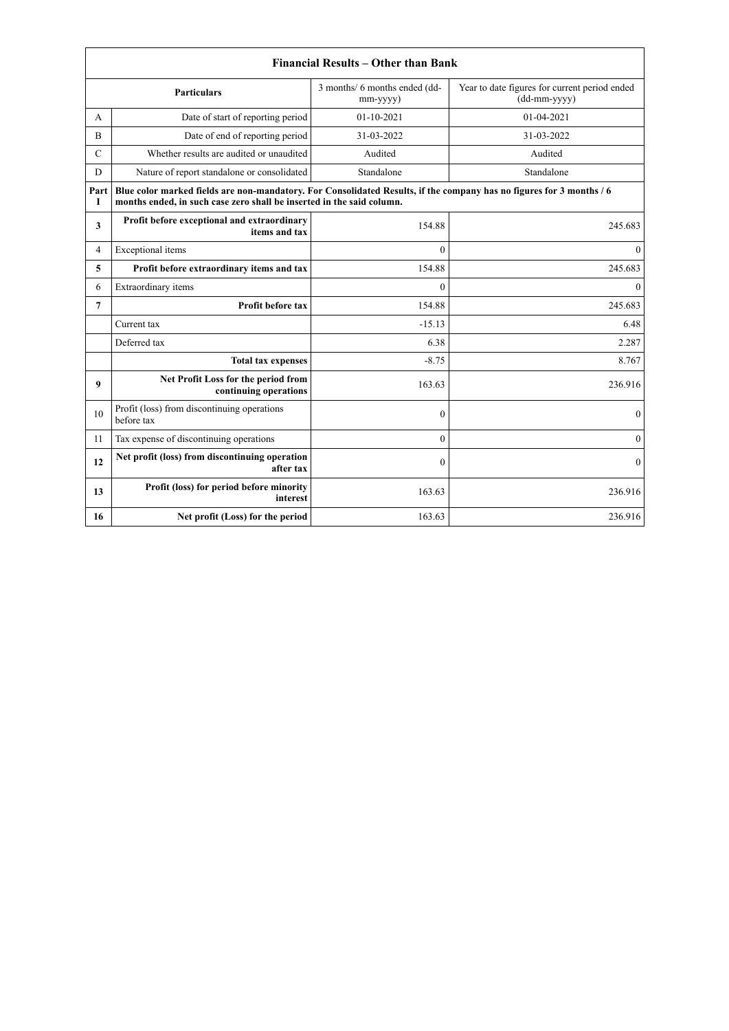| Financial Results – Other than Bank | | | |
|---|---|---|---|
| | **Particulars** | 3 months/ 6 months ended (dd-mm-yyyy) | Year to date figures for current period ended (dd-mm-yyyy) |
| A | Date of start of reporting period | 01-10-2021 | 01-04-2021 |
| B | Date of end of reporting period | 31-03-2022 | 31-03-2022 |
| C | Whether results are audited or unaudited | Audited | Audited |
| D | Nature of report standalone or consolidated | Standalone | Standalone |
| **Part I** | **Blue color marked fields are non-mandatory. For Consolidated Results, if the company has no figures for 3 months / 6 months ended, in such case zero shall be inserted in the said column.** | | |
| **3** | **Profit before exceptional and extraordinary items and tax** | 154.88 | 245.683 |
| 4 | Exceptional items | 0 | 0 |
| **5** | **Profit before extraordinary items and tax** | 154.88 | 245.683 |
| 6 | Extraordinary items | 0 | 0 |
| **7** | **Profit before tax** | 154.88 | 245.683 |
| | Current tax | -15.13 | 6.48 |
| | Deferred tax | 6.38 | 2.287 |
| | **Total tax expenses** | -8.75 | 8.767 |
| **9** | **Net Profit Loss for the period from continuing operations** | 163.63 | 236.916 |
| 10 | Profit (loss) from discontinuing operations before tax | 0 | 0 |
| 11 | Tax expense of discontinuing operations | 0 | 0 |
| **12** | **Net profit (loss) from discontinuing operation after tax** | 0 | 0 |
| **13** | **Profit (loss) for period before minority interest** | 163.63 | 236.916 |
| **16** | **Net profit (Loss) for the period** | 163.63 | 236.916 |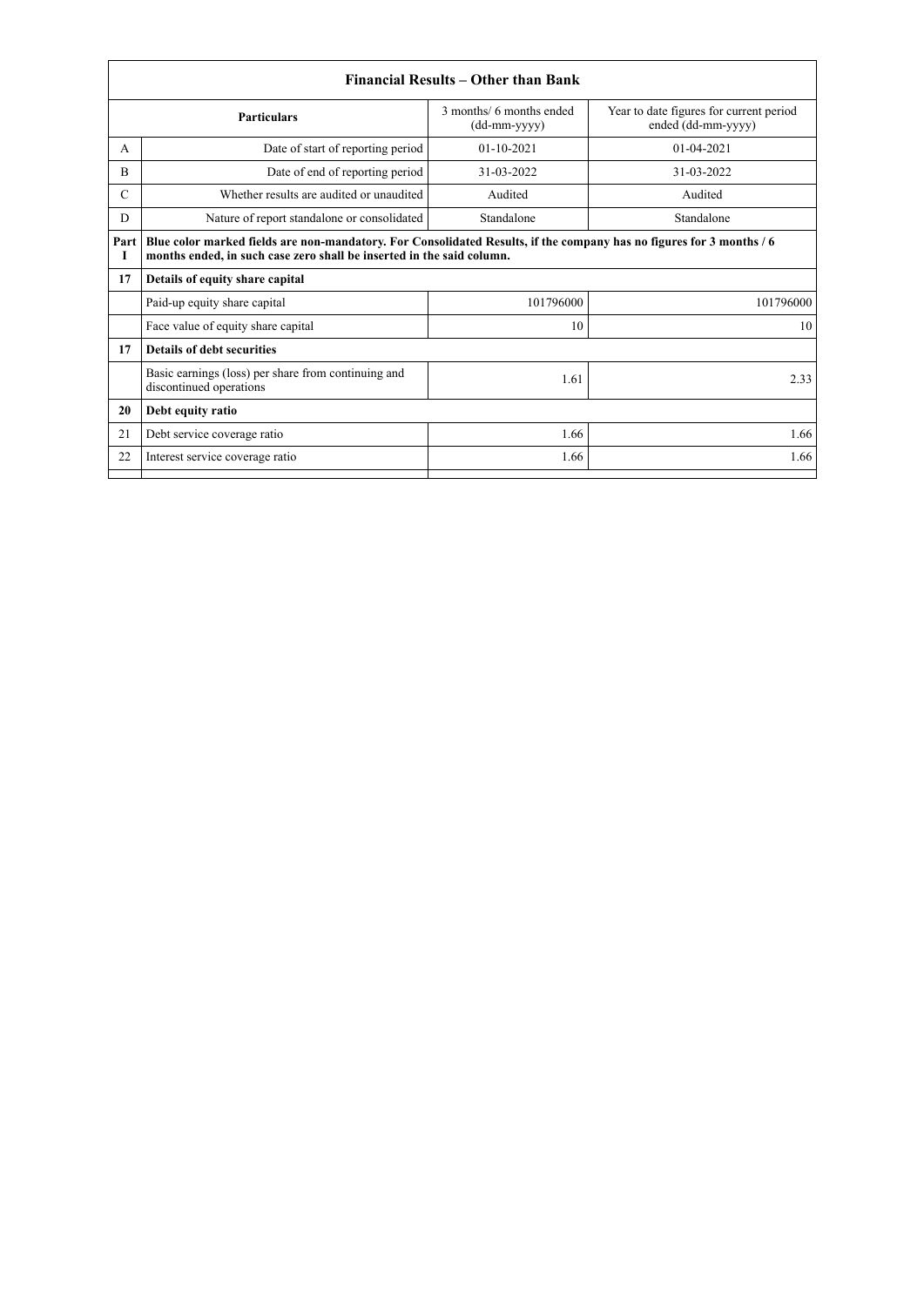| Financial Results – Other than Bank | | | |
|---|---|---|---|
| | **Particulars** | 3 months/ 6 months ended (dd-mm-yyyy) | Year to date figures for current period ended (dd-mm-yyyy) |
| A | Date of start of reporting period | 01-10-2021 | 01-04-2021 |
| B | Date of end of reporting period | 31-03-2022 | 31-03-2022 |
| C | Whether results are audited or unaudited | Audited | Audited |
| D | Nature of report standalone or consolidated | Standalone | Standalone |
| **Part I** | **Blue color marked fields are non-mandatory. For Consolidated Results, if the company has no figures for 3 months / 6 months ended, in such case zero shall be inserted in the said column.** | | |
| **17** | **Details of equity share capital** | | |
| | Paid-up equity share capital | 101796000 | 101796000 |
| | Face value of equity share capital | 10 | 10 |
| **17** | **Details of debt securities** | | |
| | Basic earnings (loss) per share from continuing and discontinued operations | 1.61 | 2.33 |
| **20** | **Debt equity ratio** | | |
| 21 | Debt service coverage ratio | 1.66 | 1.66 |
| 22 | Interest service coverage ratio | 1.66 | 1.66 |
| | | | |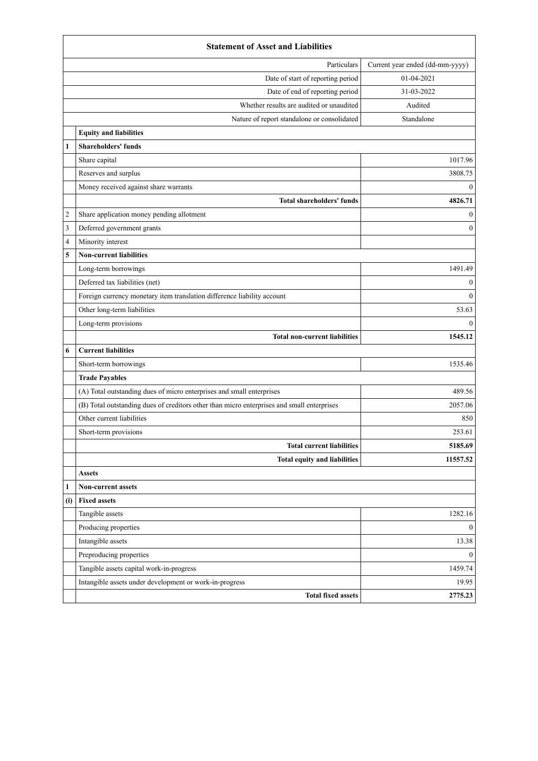| Statement of Asset and Liabilities | | |
|---|---|---|
| | Particulars | Current year ended (dd-mm-yyyy) |
| | Date of start of reporting period | 01-04-2021 |
| | Date of end of reporting period | 31-03-2022 |
| | Whether results are audited or unaudited | Audited |
| | Nature of report standalone or consolidated | Standalone |
| | **Equity and liabilities** | |
| **1** | **Shareholders' funds** | |
| | Share capital | 1017.96 |
| | Reserves and surplus | 3808.75 |
| | Money received against share warrants | 0 |
| | **Total shareholders' funds** | **4826.71** |
| 2 | Share application money pending allotment | 0 |
| 3 | Deferred government grants | 0 |
| 4 | Minority interest | |
| **5** | **Non-current liabilities** | |
| | Long-term borrowings | 1491.49 |
| | Deferred tax liabilities (net) | 0 |
| | Foreign currency monetary item translation difference liability account | 0 |
| | Other long-term liabilities | 53.63 |
| | Long-term provisions | 0 |
| | **Total non-current liabilities** | **1545.12** |
| **6** | **Current liabilities** | |
| | Short-term borrowings | 1535.46 |
| | **Trade Payables** | |
| | (A) Total outstanding dues of micro enterprises and small enterprises | 489.56 |
| | (B) Total outstanding dues of creditors other than micro enterprises and small enterprises | 2057.06 |
| | Other current liabilities | 850 |
| | Short-term provisions | 253.61 |
| | **Total current liabilities** | **5185.69** |
| | **Total equity and liabilities** | **11557.52** |
| | **Assets** | |
| **1** | **Non-current assets** | |
| **(i)** | **Fixed assets** | |
| | Tangible assets | 1282.16 |
| | Producing properties | 0 |
| | Intangible assets | 13.38 |
| | Preproducing properties | 0 |
| | Tangible assets capital work-in-progress | 1459.74 |
| | Intangible assets under development or work-in-progress | 19.95 |
| | **Total fixed assets** | **2775.23** |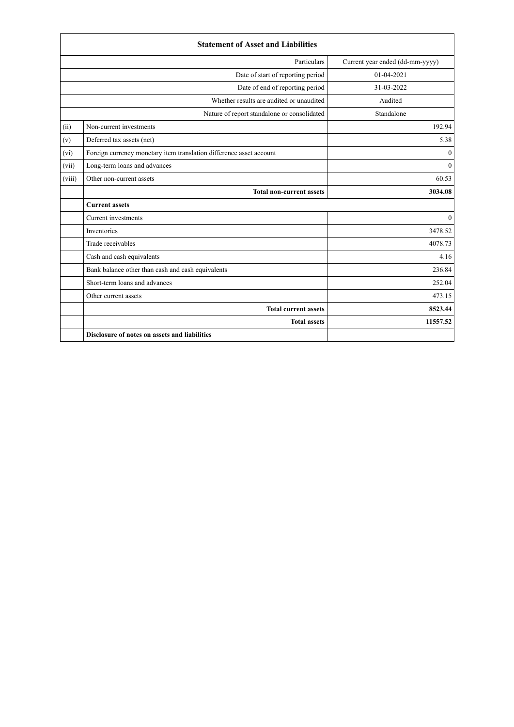| Statement of Asset and Liabilities | | |
|---|---|---|
| | Particulars | Current year ended (dd-mm-yyyy) |
| | Date of start of reporting period | 01-04-2021 |
| | Date of end of reporting period | 31-03-2022 |
| | Whether results are audited or unaudited | Audited |
| | Nature of report standalone or consolidated | Standalone |
| (ii) | Non-current investments | 192.94 |
| (v) | Deferred tax assets (net) | 5.38 |
| (vi) | Foreign currency monetary item translation difference asset account | 0 |
| (vii) | Long-term loans and advances | 0 |
| (viii) | Other non-current assets | 60.53 |
| | **Total non-current assets** | **3034.08** |
| | **Current assets** | |
| | Current investments | 0 |
| | Inventories | 3478.52 |
| | Trade receivables | 4078.73 |
| | Cash and cash equivalents | 4.16 |
| | Bank balance other than cash and cash equivalents | 236.84 |
| | Short-term loans and advances | 252.04 |
| | Other current assets | 473.15 |
| | **Total current assets** | **8523.44** |
| | **Total assets** | **11557.52** |
| | **Disclosure of notes on assets and liabilities** | |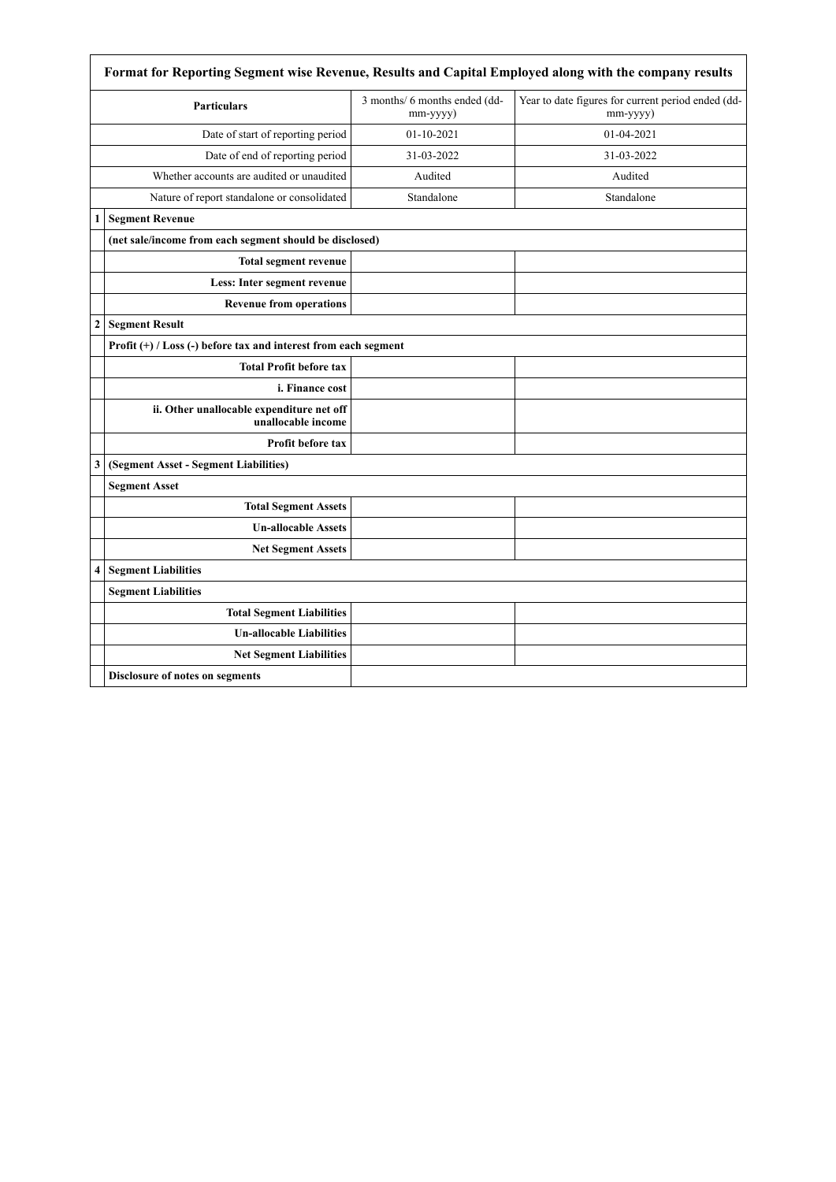| Format for Reporting Segment wise Revenue, Results and Capital Employed along with the company results | | | |
|---|---|---|---|
| | **Particulars** | 3 months/ 6 months ended (dd-mm-yyyy) | Year to date figures for current period ended (dd-mm-yyyy) |
| | Date of start of reporting period | 01-10-2021 | 01-04-2021 |
| | Date of end of reporting period | 31-03-2022 | 31-03-2022 |
| | Whether accounts are audited or unaudited | Audited | Audited |
| | Nature of report standalone or consolidated | Standalone | Standalone |
| **1** | **Segment Revenue** | | |
| | **(net sale/income from each segment should be disclosed)** | | |
| | **Total segment revenue** | | |
| | **Less: Inter segment revenue** | | |
| | **Revenue from operations** | | |
| **2** | **Segment Result** | | |
| | **Profit (+) / Loss (-) before tax and interest from each segment** | | |
| | **Total Profit before tax** | | |
| | **i. Finance cost** | | |
| | **ii. Other unallocable expenditure net off unallocable income** | | |
| | **Profit before tax** | | |
| **3** | **(Segment Asset - Segment Liabilities)** | | |
| | **Segment Asset** | | |
| | **Total Segment Assets** | | |
| | **Un-allocable Assets** | | |
| | **Net Segment Assets** | | |
| **4** | **Segment Liabilities** | | |
| | **Segment Liabilities** | | |
| | **Total Segment Liabilities** | | |
| | **Un-allocable Liabilities** | | |
| | **Net Segment Liabilities** | | |
| | **Disclosure of notes on segments** | | |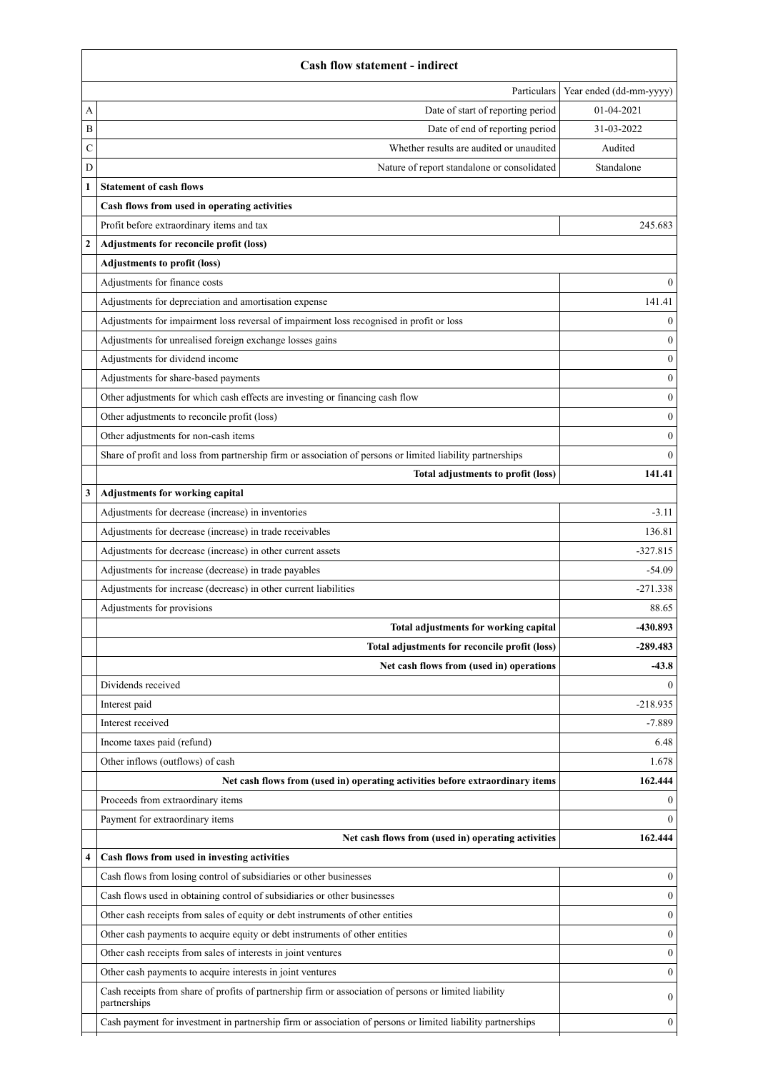| | Cash flow statement - indirect | |
|---|---|---|
| | Particulars | Year ended (dd-mm-yyyy) |
| A | Date of start of reporting period | 01-04-2021 |
| B | Date of end of reporting period | 31-03-2022 |
| C | Whether results are audited or unaudited | Audited |
| D | Nature of report standalone or consolidated | Standalone |
| 1 | **Statement of cash flows** | |
| | **Cash flows from used in operating activities** | |
| | Profit before extraordinary items and tax | 245.683 |
| 2 | **Adjustments for reconcile profit (loss)** | |
| | **Adjustments to profit (loss)** | |
| | Adjustments for finance costs | 0 |
| | Adjustments for depreciation and amortisation expense | 141.41 |
| | Adjustments for impairment loss reversal of impairment loss recognised in profit or loss | 0 |
| | Adjustments for unrealised foreign exchange losses gains | 0 |
| | Adjustments for dividend income | 0 |
| | Adjustments for share-based payments | 0 |
| | Other adjustments for which cash effects are investing or financing cash flow | 0 |
| | Other adjustments to reconcile profit (loss) | 0 |
| | Other adjustments for non-cash items | 0 |
| | Share of profit and loss from partnership firm or association of persons or limited liability partnerships | 0 |
| | **Total adjustments to profit (loss)** | **141.41** |
| 3 | **Adjustments for working capital** | |
| | Adjustments for decrease (increase) in inventories | -3.11 |
| | Adjustments for decrease (increase) in trade receivables | 136.81 |
| | Adjustments for decrease (increase) in other current assets | -327.815 |
| | Adjustments for increase (decrease) in trade payables | -54.09 |
| | Adjustments for increase (decrease) in other current liabilities | -271.338 |
| | Adjustments for provisions | 88.65 |
| | **Total adjustments for working capital** | **-430.893** |
| | **Total adjustments for reconcile profit (loss)** | **-289.483** |
| | **Net cash flows from (used in) operations** | **-43.8** |
| | Dividends received | 0 |
| | Interest paid | -218.935 |
| | Interest received | -7.889 |
| | Income taxes paid (refund) | 6.48 |
| | Other inflows (outflows) of cash | 1.678 |
| | **Net cash flows from (used in) operating activities before extraordinary items** | **162.444** |
| | Proceeds from extraordinary items | 0 |
| | Payment for extraordinary items | 0 |
| | **Net cash flows from (used in) operating activities** | **162.444** |
| 4 | **Cash flows from used in investing activities** | |
| | Cash flows from losing control of subsidiaries or other businesses | 0 |
| | Cash flows used in obtaining control of subsidiaries or other businesses | 0 |
| | Other cash receipts from sales of equity or debt instruments of other entities | 0 |
| | Other cash payments to acquire equity or debt instruments of other entities | 0 |
| | Other cash receipts from sales of interests in joint ventures | 0 |
| | Other cash payments to acquire interests in joint ventures | 0 |
| | Cash receipts from share of profits of partnership firm or association of persons or limited liability partnerships | 0 |
| | Cash payment for investment in partnership firm or association of persons or limited liability partnerships | 0 |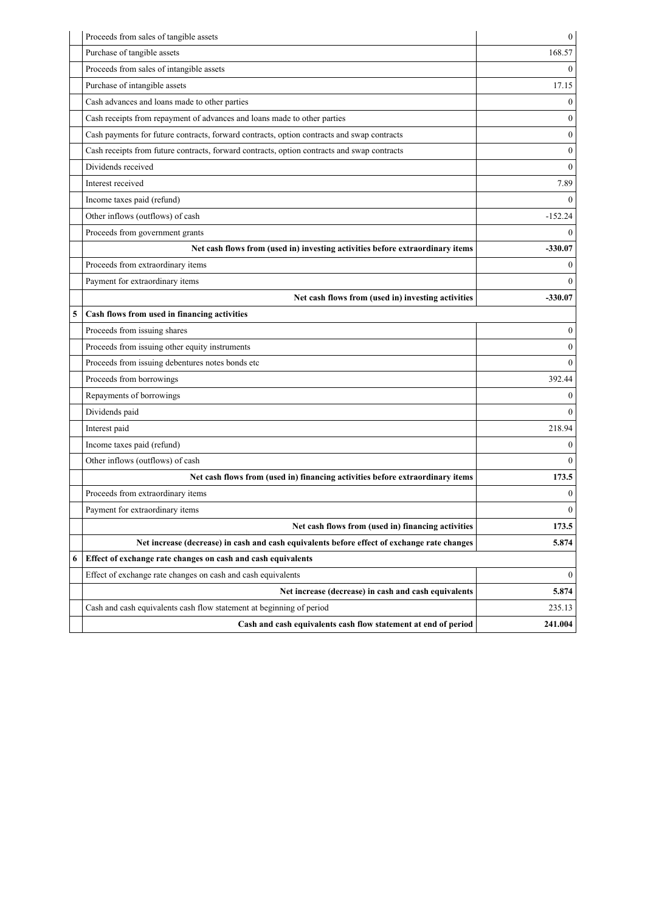| | | |
|---|---|---|
| | Proceeds from sales of tangible assets | 0 |
| | Purchase of tangible assets | 168.57 |
| | Proceeds from sales of intangible assets | 0 |
| | Purchase of intangible assets | 17.15 |
| | Cash advances and loans made to other parties | 0 |
| | Cash receipts from repayment of advances and loans made to other parties | 0 |
| | Cash payments for future contracts, forward contracts, option contracts and swap contracts | 0 |
| | Cash receipts from future contracts, forward contracts, option contracts and swap contracts | 0 |
| | Dividends received | 0 |
| | Interest received | 7.89 |
| | Income taxes paid (refund) | 0 |
| | Other inflows (outflows) of cash | -152.24 |
| | Proceeds from government grants | 0 |
| | **Net cash flows from (used in) investing activities before extraordinary items** | **-330.07** |
| | Proceeds from extraordinary items | 0 |
| | Payment for extraordinary items | 0 |
| | **Net cash flows from (used in) investing activities** | **-330.07** |
| **5** | **Cash flows from used in financing activities** | |
| | Proceeds from issuing shares | 0 |
| | Proceeds from issuing other equity instruments | 0 |
| | Proceeds from issuing debentures notes bonds etc | 0 |
| | Proceeds from borrowings | 392.44 |
| | Repayments of borrowings | 0 |
| | Dividends paid | 0 |
| | Interest paid | 218.94 |
| | Income taxes paid (refund) | 0 |
| | Other inflows (outflows) of cash | 0 |
| | **Net cash flows from (used in) financing activities before extraordinary items** | **173.5** |
| | Proceeds from extraordinary items | 0 |
| | Payment for extraordinary items | 0 |
| | **Net cash flows from (used in) financing activities** | **173.5** |
| | **Net increase (decrease) in cash and cash equivalents before effect of exchange rate changes** | **5.874** |
| **6** | **Effect of exchange rate changes on cash and cash equivalents** | |
| | Effect of exchange rate changes on cash and cash equivalents | 0 |
| | **Net increase (decrease) in cash and cash equivalents** | **5.874** |
| | Cash and cash equivalents cash flow statement at beginning of period | 235.13 |
| | **Cash and cash equivalents cash flow statement at end of period** | **241.004** |